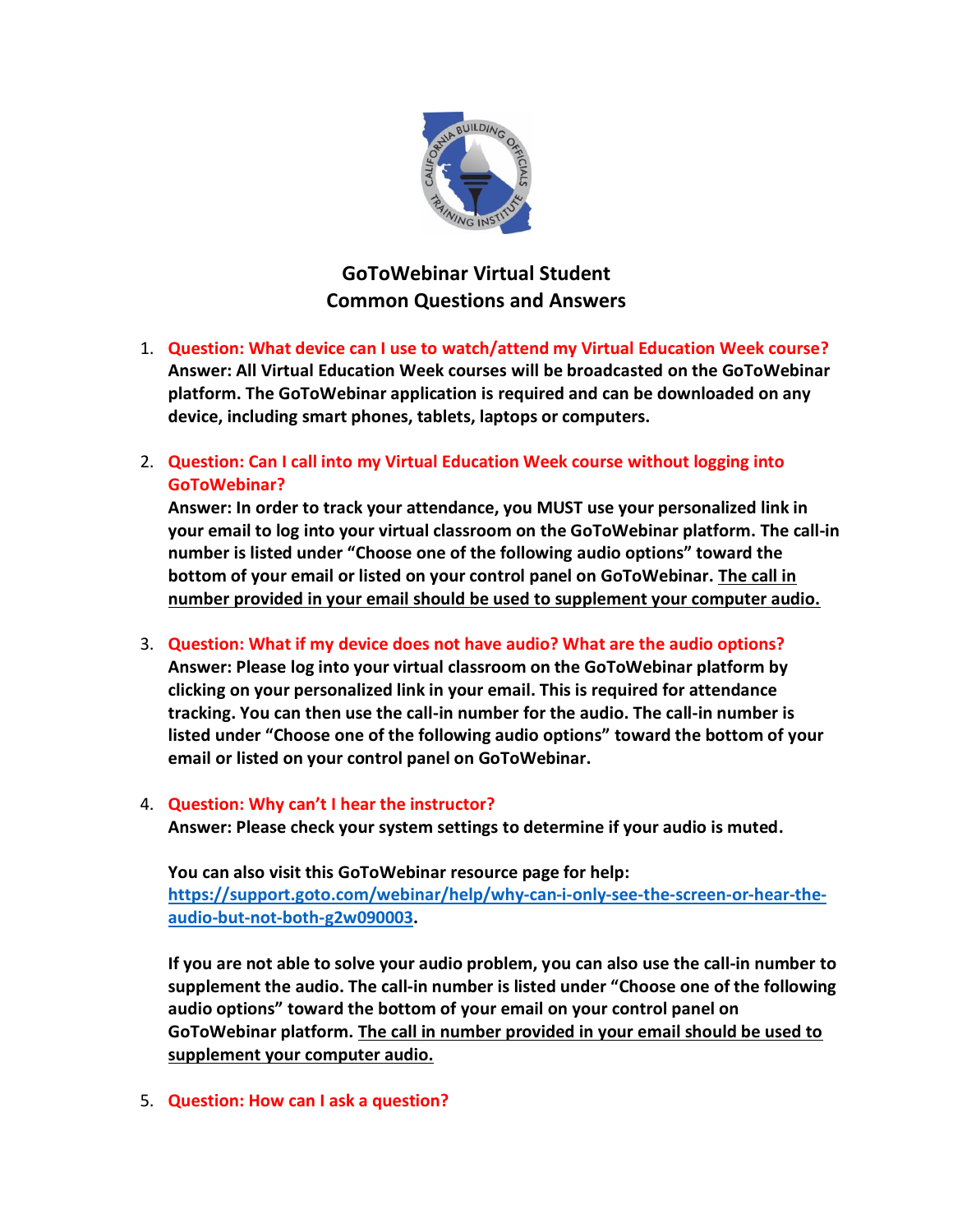# GoToWebinar Virtual Student Common Questions and Answers

1. **Question: What device can I use to watch/attend my Virtual Education Week course?**
   **Answer: All Virtual Education Week courses will be broadcasted on the GoToWebinar platform. The GoToWebinar application is required and can be downloaded on any device, including smart phones, tablets, laptops or computers.**

2. **Question: Can I call into my Virtual Education Week course without logging into GoToWebinar?**
   **Answer: In order to track your attendance, you MUST use your personalized link in your email to log into your virtual classroom on the GoToWebinar platform. The call-in number is listed under "Choose one of the following audio options" toward the bottom of your email or listed on your control panel on GoToWebinar. The call in number provided in your email should be used to supplement your computer audio.**

3. **Question: What if my device does not have audio? What are the audio options?**
   **Answer: Please log into your virtual classroom on the GoToWebinar platform by clicking on your personalized link in your email. This is required for attendance tracking. You can then use the call-in number for the audio. The call-in number is listed under "Choose one of the following audio options" toward the bottom of your email or listed on your control panel on GoToWebinar.**

4. **Question: Why can't I hear the instructor?**
   **Answer: Please check your system settings to determine if your audio is muted.**

   **You can also visit this GoToWebinar resource page for help: [https://support.goto.com/webinar/help/why-can-i-only-see-the-screen-or-hear-the-audio-but-not-both-g2w090003](https://support.goto.com/webinar/help/why-can-i-only-see-the-screen-or-hear-the-audio-but-not-both-g2w090003).**

   **If you are not able to solve your audio problem, you can also use the call-in number to supplement the audio. The call-in number is listed under "Choose one of the following audio options" toward the bottom of your email on your control panel on GoToWebinar platform. The call in number provided in your email should be used to supplement your computer audio.**

5. **Question: How can I ask a question?**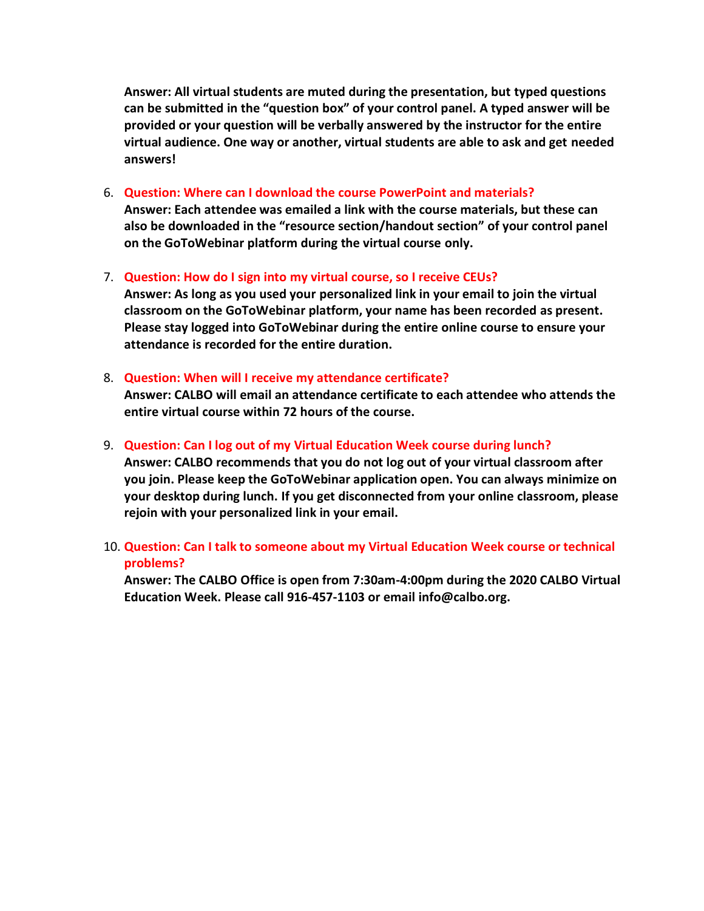**Answer: All virtual students are muted during the presentation, but typed questions can be submitted in the "question box" of your control panel. A typed answer will be provided or your question will be verbally answered by the instructor for the entire virtual audience. One way or another, virtual students are able to ask and get needed answers!**

6. **Question: Where can I download the course PowerPoint and materials?**
   **Answer: Each attendee was emailed a link with the course materials, but these can also be downloaded in the "resource section/handout section" of your control panel on the GoToWebinar platform during the virtual course only.**

7. **Question: How do I sign into my virtual course, so I receive CEUs?**
   **Answer: As long as you used your personalized link in your email to join the virtual classroom on the GoToWebinar platform, your name has been recorded as present. Please stay logged into GoToWebinar during the entire online course to ensure your attendance is recorded for the entire duration.**

8. **Question: When will I receive my attendance certificate?**
   **Answer: CALBO will email an attendance certificate to each attendee who attends the entire virtual course within 72 hours of the course.**

9. **Question: Can I log out of my Virtual Education Week course during lunch?**
   **Answer: CALBO recommends that you do not log out of your virtual classroom after you join. Please keep the GoToWebinar application open. You can always minimize on your desktop during lunch. If you get disconnected from your online classroom, please rejoin with your personalized link in your email.**

10. **Question: Can I talk to someone about my Virtual Education Week course or technical problems?**
    **Answer: The CALBO Office is open from 7:30am-4:00pm during the 2020 CALBO Virtual Education Week. Please call 916-457-1103 or email info@calbo.org.**